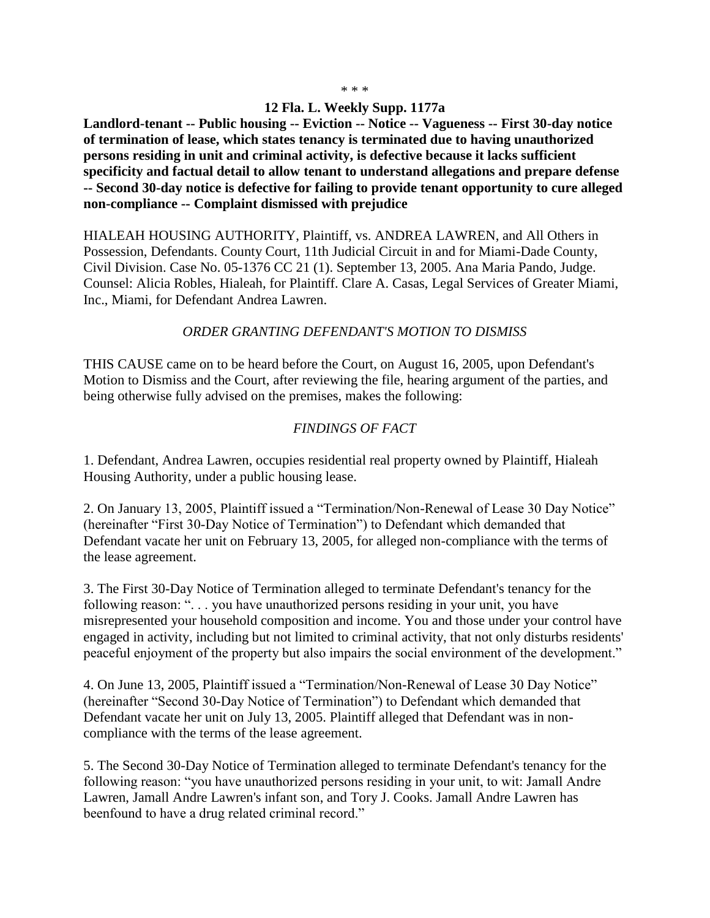\* \* \*

**12 Fla. L. Weekly Supp. 1177a**

**Landlord-tenant -- Public housing -- Eviction -- Notice -- Vagueness -- First 30-day notice of termination of lease, which states tenancy is terminated due to having unauthorized persons residing in unit and criminal activity, is defective because it lacks sufficient specificity and factual detail to allow tenant to understand allegations and prepare defense -- Second 30-day notice is defective for failing to provide tenant opportunity to cure alleged non-compliance -- Complaint dismissed with prejudice**

HIALEAH HOUSING AUTHORITY, Plaintiff, vs. ANDREA LAWREN, and All Others in Possession, Defendants. County Court, 11th Judicial Circuit in and for Miami-Dade County, Civil Division. Case No. 05-1376 CC 21 (1). September 13, 2005. Ana Maria Pando, Judge. Counsel: Alicia Robles, Hialeah, for Plaintiff. Clare A. Casas, Legal Services of Greater Miami, Inc., Miami, for Defendant Andrea Lawren.

*ORDER GRANTING DEFENDANT'S MOTION TO DISMISS*

THIS CAUSE came on to be heard before the Court, on August 16, 2005, upon Defendant's Motion to Dismiss and the Court, after reviewing the file, hearing argument of the parties, and being otherwise fully advised on the premises, makes the following:

*FINDINGS OF FACT*

1. Defendant, Andrea Lawren, occupies residential real property owned by Plaintiff, Hialeah Housing Authority, under a public housing lease.

2. On January 13, 2005, Plaintiff issued a "Termination/Non-Renewal of Lease 30 Day Notice" (hereinafter "First 30-Day Notice of Termination") to Defendant which demanded that Defendant vacate her unit on February 13, 2005, for alleged non-compliance with the terms of the lease agreement.

3. The First 30-Day Notice of Termination alleged to terminate Defendant's tenancy for the following reason: ". . . you have unauthorized persons residing in your unit, you have misrepresented your household composition and income. You and those under your control have engaged in activity, including but not limited to criminal activity, that not only disturbs residents' peaceful enjoyment of the property but also impairs the social environment of the development."

4. On June 13, 2005, Plaintiff issued a "Termination/Non-Renewal of Lease 30 Day Notice" (hereinafter "Second 30-Day Notice of Termination") to Defendant which demanded that Defendant vacate her unit on July 13, 2005. Plaintiff alleged that Defendant was in non-compliance with the terms of the lease agreement.

5. The Second 30-Day Notice of Termination alleged to terminate Defendant's tenancy for the following reason: "you have unauthorized persons residing in your unit, to wit: Jamall Andre Lawren, Jamall Andre Lawren's infant son, and Tory J. Cooks. Jamall Andre Lawren has beenfound to have a drug related criminal record."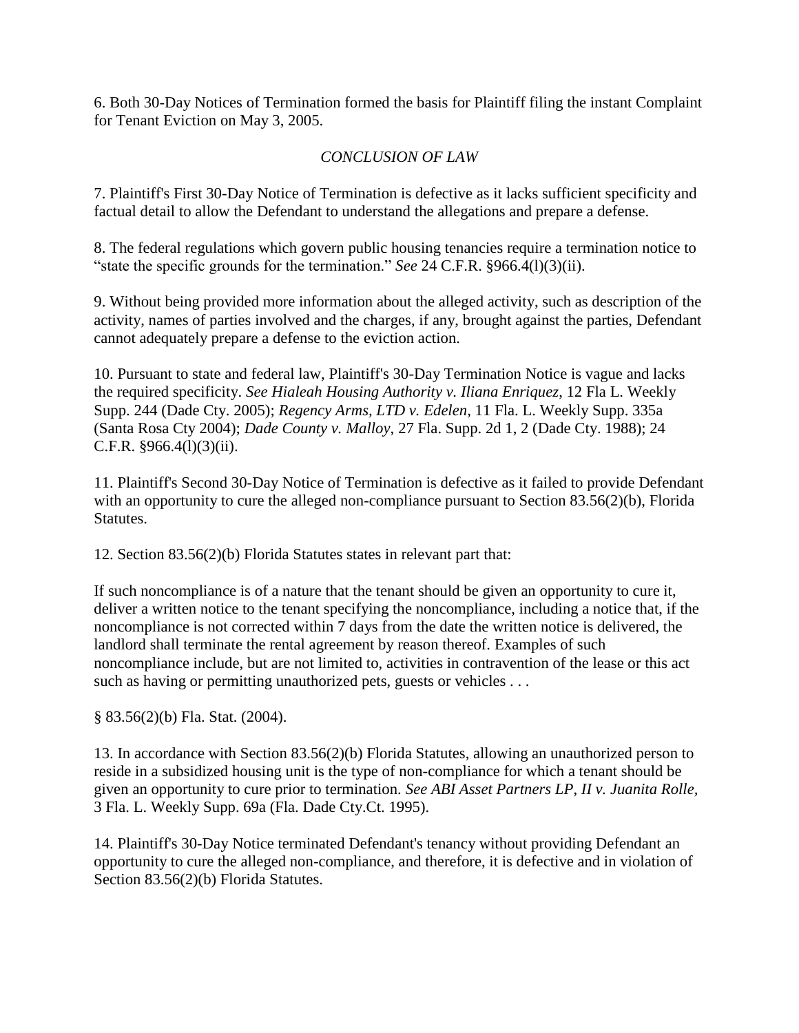6. Both 30-Day Notices of Termination formed the basis for Plaintiff filing the instant Complaint for Tenant Eviction on May 3, 2005.

## *CONCLUSION OF LAW*

7. Plaintiff's First 30-Day Notice of Termination is defective as it lacks sufficient specificity and factual detail to allow the Defendant to understand the allegations and prepare a defense.

8. The federal regulations which govern public housing tenancies require a termination notice to "state the specific grounds for the termination." *See* 24 C.F.R. §966.4(l)(3)(ii).

9. Without being provided more information about the alleged activity, such as description of the activity, names of parties involved and the charges, if any, brought against the parties, Defendant cannot adequately prepare a defense to the eviction action.

10. Pursuant to state and federal law, Plaintiff's 30-Day Termination Notice is vague and lacks the required specificity. *See Hialeah Housing Authority v. Iliana Enriquez*, 12 Fla L. Weekly Supp. 244 (Dade Cty. 2005); *Regency Arms, LTD v. Edelen*, 11 Fla. L. Weekly Supp. 335a (Santa Rosa Cty 2004); *Dade County v. Malloy*, 27 Fla. Supp. 2d 1, 2 (Dade Cty. 1988); 24 C.F.R. §966.4(l)(3)(ii).

11. Plaintiff's Second 30-Day Notice of Termination is defective as it failed to provide Defendant with an opportunity to cure the alleged non-compliance pursuant to Section 83.56(2)(b), Florida Statutes.

12. Section 83.56(2)(b) Florida Statutes states in relevant part that:

If such noncompliance is of a nature that the tenant should be given an opportunity to cure it, deliver a written notice to the tenant specifying the noncompliance, including a notice that, if the noncompliance is not corrected within 7 days from the date the written notice is delivered, the landlord shall terminate the rental agreement by reason thereof. Examples of such noncompliance include, but are not limited to, activities in contravention of the lease or this act such as having or permitting unauthorized pets, guests or vehicles . . .

§ 83.56(2)(b) Fla. Stat. (2004).

13. In accordance with Section 83.56(2)(b) Florida Statutes, allowing an unauthorized person to reside in a subsidized housing unit is the type of non-compliance for which a tenant should be given an opportunity to cure prior to termination. *See ABI Asset Partners LP, II v. Juanita Rolle*, 3 Fla. L. Weekly Supp. 69a (Fla. Dade Cty.Ct. 1995).

14. Plaintiff's 30-Day Notice terminated Defendant's tenancy without providing Defendant an opportunity to cure the alleged non-compliance, and therefore, it is defective and in violation of Section 83.56(2)(b) Florida Statutes.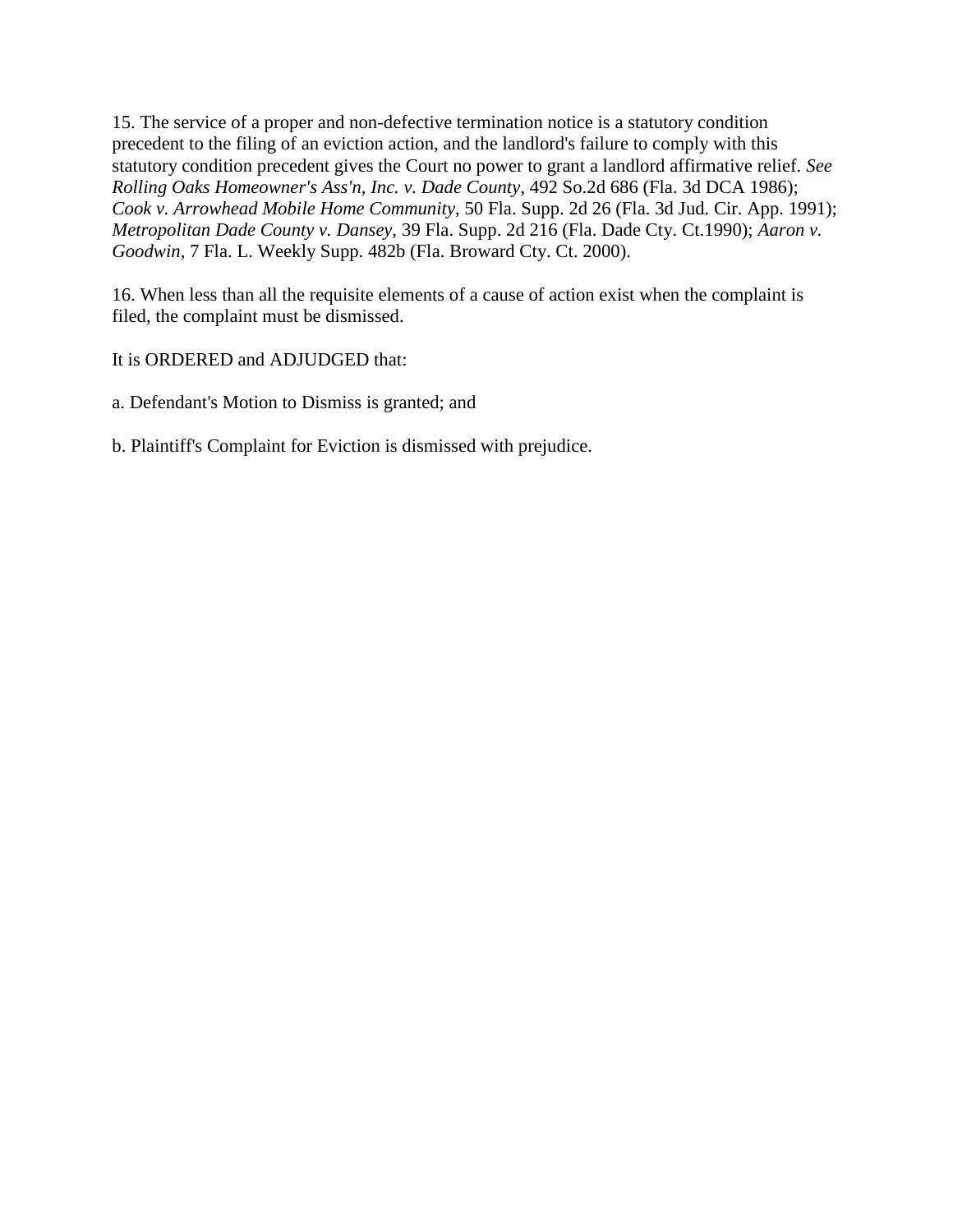15. The service of a proper and non-defective termination notice is a statutory condition precedent to the filing of an eviction action, and the landlord's failure to comply with this statutory condition precedent gives the Court no power to grant a landlord affirmative relief. *See Rolling Oaks Homeowner's Ass'n, Inc. v. Dade County*, 492 So.2d 686 (Fla. 3d DCA 1986); *Cook v. Arrowhead Mobile Home Community,* 50 Fla. Supp. 2d 26 (Fla. 3d Jud. Cir. App. 1991); *Metropolitan Dade County v. Dansey,* 39 Fla. Supp. 2d 216 (Fla. Dade Cty. Ct.1990); *Aaron v. Goodwin*, 7 Fla. L. Weekly Supp. 482b (Fla. Broward Cty. Ct. 2000).

16. When less than all the requisite elements of a cause of action exist when the complaint is filed, the complaint must be dismissed.

It is ORDERED and ADJUDGED that:

a. Defendant's Motion to Dismiss is granted; and

b. Plaintiff's Complaint for Eviction is dismissed with prejudice.